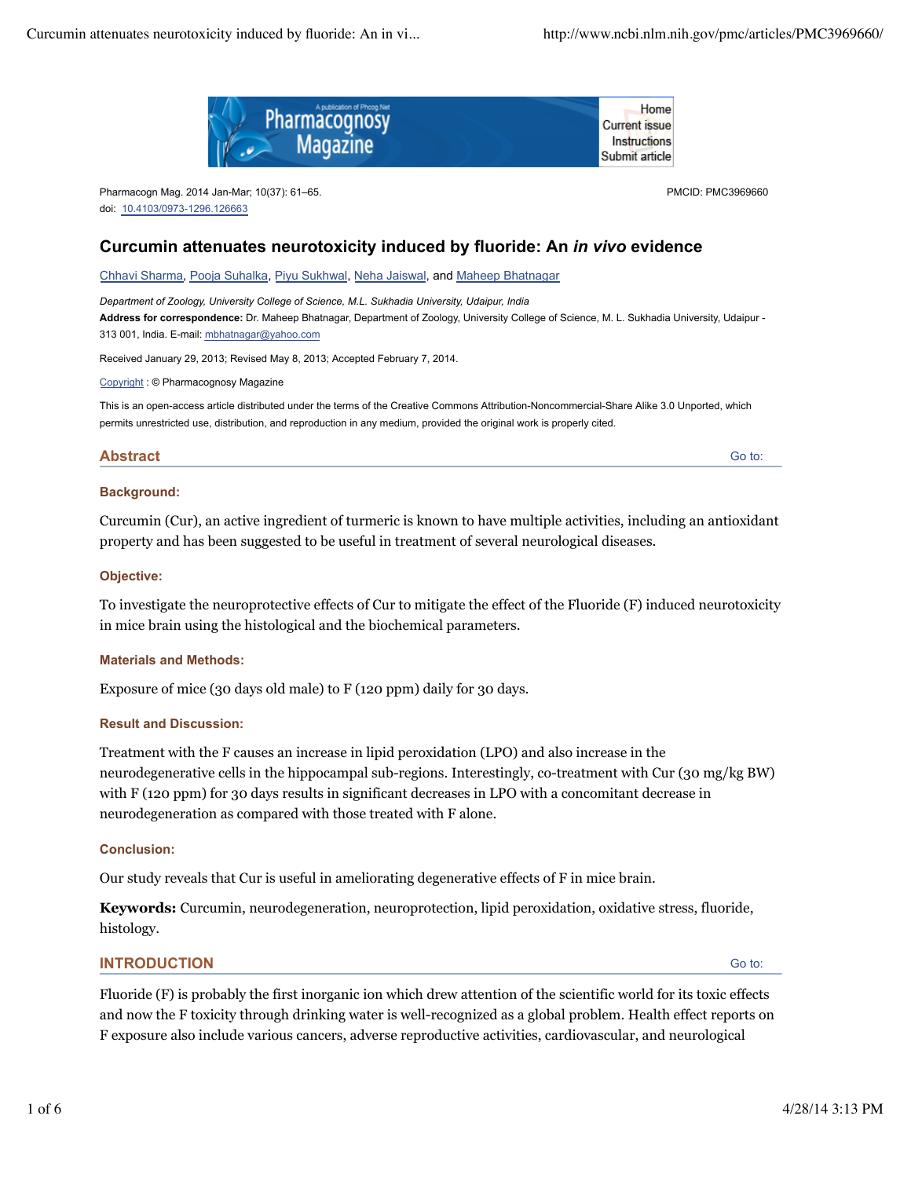Pharmacogn Mag. 2014 Jan-Mar; 10(37): 61–65.
doi: 10.4103/0973-1296.126663

PMCID: PMC3969660

# Curcumin attenuates neurotoxicity induced by fluoride: An *in vivo* evidence

Chhavi Sharma, Pooja Suhalka, Piyu Sukhwal, Neha Jaiswal, and Maheep Bhatnagar

*Department of Zoology, University College of Science, M.L. Sukhadia University, Udaipur, India*

**Address for correspondence:** Dr. Maheep Bhatnagar, Department of Zoology, University College of Science, M. L. Sukhadia University, Udaipur - 313 001, India. E-mail: mbhatnagar@yahoo.com

Received January 29, 2013; Revised May 8, 2013; Accepted February 7, 2014.

Copyright : © Pharmacognosy Magazine

This is an open-access article distributed under the terms of the Creative Commons Attribution-Noncommercial-Share Alike 3.0 Unported, which permits unrestricted use, distribution, and reproduction in any medium, provided the original work is properly cited.

## Abstract

### Background:

Curcumin (Cur), an active ingredient of turmeric is known to have multiple activities, including an antioxidant property and has been suggested to be useful in treatment of several neurological diseases.

### Objective:

To investigate the neuroprotective effects of Cur to mitigate the effect of the Fluoride (F) induced neurotoxicity in mice brain using the histological and the biochemical parameters.

### Materials and Methods:

Exposure of mice (30 days old male) to F (120 ppm) daily for 30 days.

### Result and Discussion:

Treatment with the F causes an increase in lipid peroxidation (LPO) and also increase in the neurodegenerative cells in the hippocampal sub-regions. Interestingly, co-treatment with Cur (30 mg/kg BW) with F (120 ppm) for 30 days results in significant decreases in LPO with a concomitant decrease in neurodegeneration as compared with those treated with F alone.

### Conclusion:

Our study reveals that Cur is useful in ameliorating degenerative effects of F in mice brain.

**Keywords:** Curcumin, neurodegeneration, neuroprotection, lipid peroxidation, oxidative stress, fluoride, histology.

## INTRODUCTION

Fluoride (F) is probably the first inorganic ion which drew attention of the scientific world for its toxic effects and now the F toxicity through drinking water is well-recognized as a global problem. Health effect reports on F exposure also include various cancers, adverse reproductive activities, cardiovascular, and neurological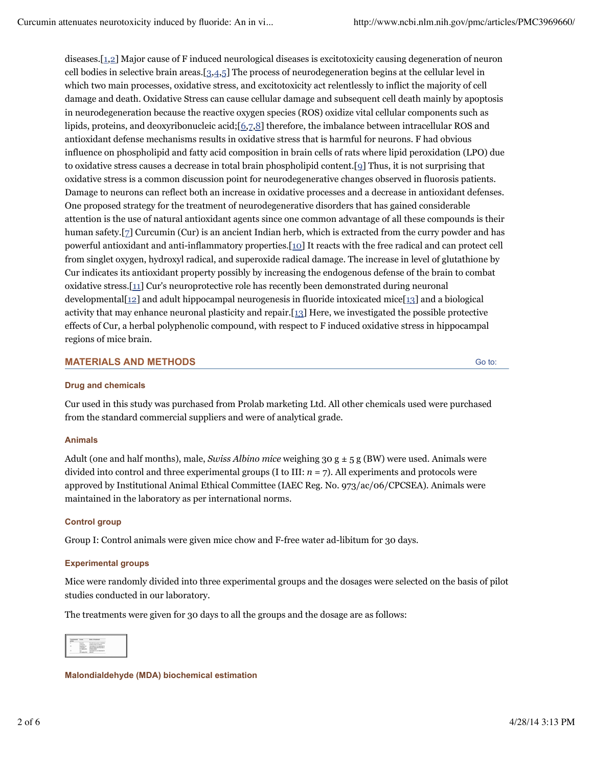diseases.[1,2] Major cause of F induced neurological diseases is excitotoxicity causing degeneration of neuron cell bodies in selective brain areas.[3,4,5] The process of neurodegeneration begins at the cellular level in which two main processes, oxidative stress, and excitotoxicity act relentlessly to inflict the majority of cell damage and death. Oxidative Stress can cause cellular damage and subsequent cell death mainly by apoptosis in neurodegeneration because the reactive oxygen species (ROS) oxidize vital cellular components such as lipids, proteins, and deoxyribonucleic acid;[6,7,8] therefore, the imbalance between intracellular ROS and antioxidant defense mechanisms results in oxidative stress that is harmful for neurons. F had obvious influence on phospholipid and fatty acid composition in brain cells of rats where lipid peroxidation (LPO) due to oxidative stress causes a decrease in total brain phospholipid content.[9] Thus, it is not surprising that oxidative stress is a common discussion point for neurodegenerative changes observed in fluorosis patients. Damage to neurons can reflect both an increase in oxidative processes and a decrease in antioxidant defenses. One proposed strategy for the treatment of neurodegenerative disorders that has gained considerable attention is the use of natural antioxidant agents since one common advantage of all these compounds is their human safety.[7] Curcumin (Cur) is an ancient Indian herb, which is extracted from the curry powder and has powerful antioxidant and anti-inflammatory properties.[10] It reacts with the free radical and can protect cell from singlet oxygen, hydroxyl radical, and superoxide radical damage. The increase in level of glutathione by Cur indicates its antioxidant property possibly by increasing the endogenous defense of the brain to combat oxidative stress.[11] Cur's neuroprotective role has recently been demonstrated during neuronal developmental[12] and adult hippocampal neurogenesis in fluoride intoxicated mice[13] and a biological activity that may enhance neuronal plasticity and repair.[13] Here, we investigated the possible protective effects of Cur, a herbal polyphenolic compound, with respect to F induced oxidative stress in hippocampal regions of mice brain.

## MATERIALS AND METHODS

### Drug and chemicals

Cur used in this study was purchased from Prolab marketing Ltd. All other chemicals used were purchased from the standard commercial suppliers and were of analytical grade.

### Animals

Adult (one and half months), male, *Swiss Albino mice* weighing 30 g ± 5 g (BW) were used. Animals were divided into control and three experimental groups (I to III: $n = 7$). All experiments and protocols were approved by Institutional Animal Ethical Committee (IAEC Reg. No. 973/ac/06/CPCSEA). Animals were maintained in the laboratory as per international norms.

### Control group

Group I: Control animals were given mice chow and F-free water ad-libitum for 30 days.

### Experimental groups

Mice were randomly divided into three experimental groups and the dosages were selected on the basis of pilot studies conducted in our laboratory.

The treatments were given for 30 days to all the groups and the dosage are as follows:

### Malondialdehyde (MDA) biochemical estimation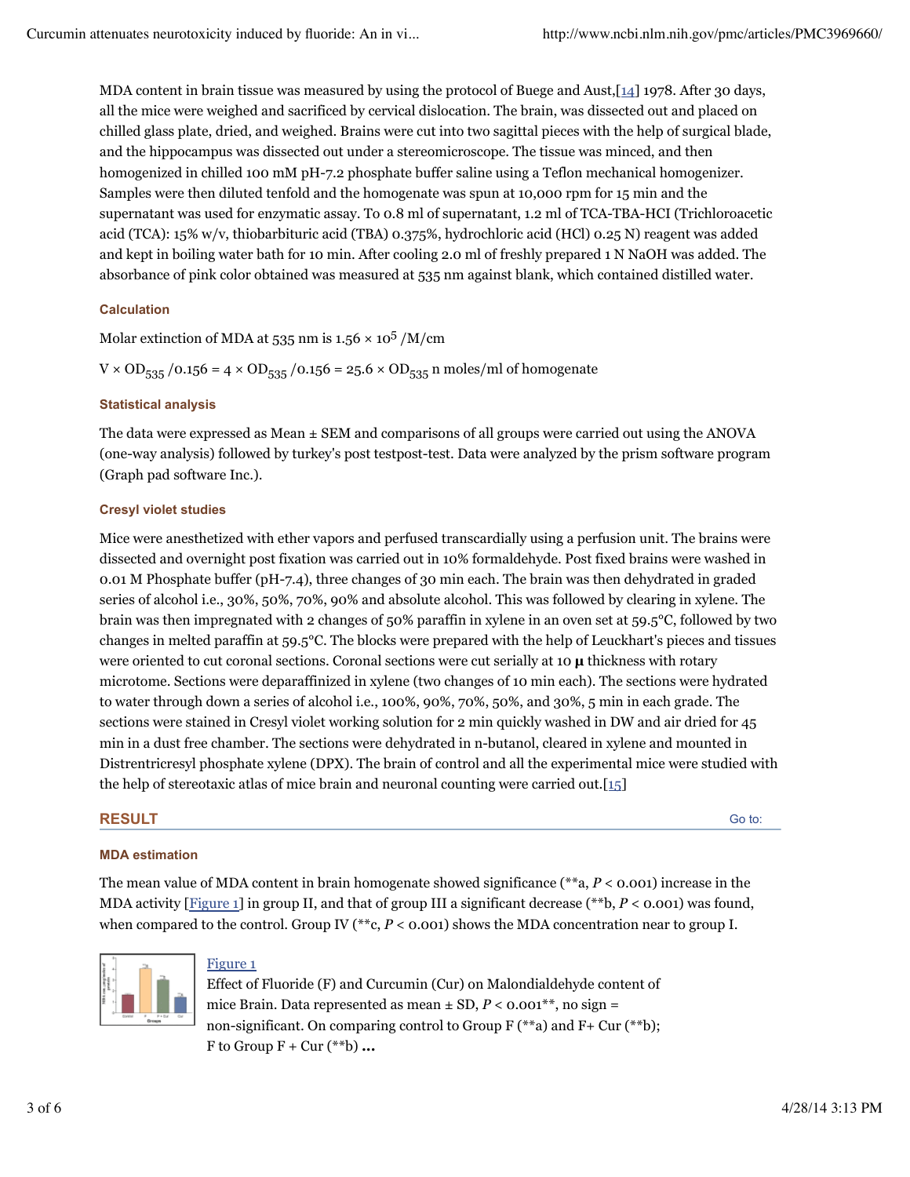MDA content in brain tissue was measured by using the protocol of Buege and Aust,[14] 1978. After 30 days, all the mice were weighed and sacrificed by cervical dislocation. The brain, was dissected out and placed on chilled glass plate, dried, and weighed. Brains were cut into two sagittal pieces with the help of surgical blade, and the hippocampus was dissected out under a stereomicroscope. The tissue was minced, and then homogenized in chilled 100 mM pH-7.2 phosphate buffer saline using a Teflon mechanical homogenizer. Samples were then diluted tenfold and the homogenate was spun at 10,000 rpm for 15 min and the supernatant was used for enzymatic assay. To 0.8 ml of supernatant, 1.2 ml of TCA-TBA-HCI (Trichloroacetic acid (TCA): 15% w/v, thiobarbituric acid (TBA) 0.375%, hydrochloric acid (HCl) 0.25 N) reagent was added and kept in boiling water bath for 10 min. After cooling 2.0 ml of freshly prepared 1 N NaOH was added. The absorbance of pink color obtained was measured at 535 nm against blank, which contained distilled water.

### Calculation

Molar extinction of MDA at 535 nm is $1.56 \times 10^5$ /M/cm

$V \times OD_{535} / 0.156 = 4 \times OD_{535} / 0.156 = 25.6 \times OD_{535}$ n moles/ml of homogenate

### Statistical analysis

The data were expressed as Mean ± SEM and comparisons of all groups were carried out using the ANOVA (one-way analysis) followed by turkey's post testpost-test. Data were analyzed by the prism software program (Graph pad software Inc.).

### Cresyl violet studies

Mice were anesthetized with ether vapors and perfused transcardially using a perfusion unit. The brains were dissected and overnight post fixation was carried out in 10% formaldehyde. Post fixed brains were washed in 0.01 M Phosphate buffer (pH-7.4), three changes of 30 min each. The brain was then dehydrated in graded series of alcohol i.e., 30%, 50%, 70%, 90% and absolute alcohol. This was followed by clearing in xylene. The brain was then impregnated with 2 changes of 50% paraffin in xylene in an oven set at 59.5°C, followed by two changes in melted paraffin at 59.5°C. The blocks were prepared with the help of Leuckhart's pieces and tissues were oriented to cut coronal sections. Coronal sections were cut serially at 10 **μ** thickness with rotary microtome. Sections were deparaffinized in xylene (two changes of 10 min each). The sections were hydrated to water through down a series of alcohol i.e., 100%, 90%, 70%, 50%, and 30%, 5 min in each grade. The sections were stained in Cresyl violet working solution for 2 min quickly washed in DW and air dried for 45 min in a dust free chamber. The sections were dehydrated in n-butanol, cleared in xylene and mounted in Distrentricresyl phosphate xylene (DPX). The brain of control and all the experimental mice were studied with the help of stereotaxic atlas of mice brain and neuronal counting were carried out.[15]

## RESULT

### MDA estimation

The mean value of MDA content in brain homogenate showed significance (**a, $P < 0.001$) increase in the MDA activity [Figure 1] in group II, and that of group III a significant decrease (**b, $P < 0.001$) was found, when compared to the control. Group IV (**c, $P < 0.001$) shows the MDA concentration near to group I.

Figure 1

Effect of Fluoride (F) and Curcumin (Cur) on Malondialdehyde content of mice Brain. Data represented as mean ± SD, $P < 0.001$**, no sign = non-significant. On comparing control to Group F (**a) and F+ Cur (**b); F to Group F + Cur (**b) **...**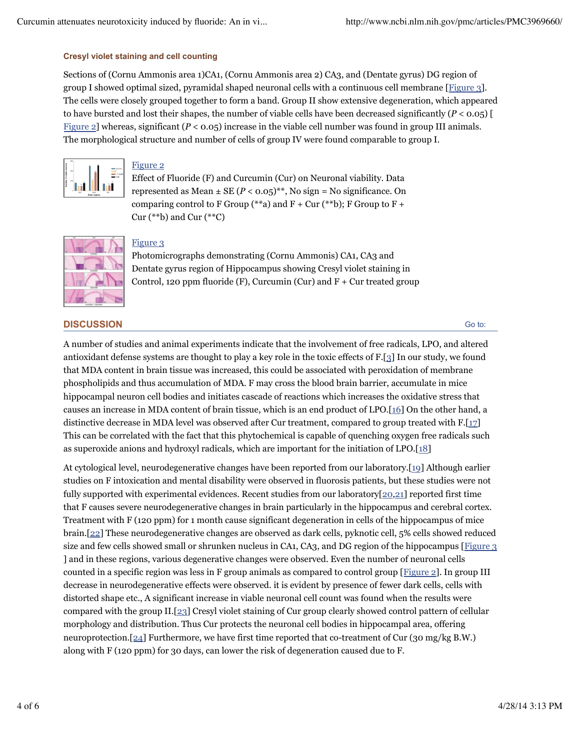### Cresyl violet staining and cell counting

Sections of (Cornu Ammonis area 1)CA1, (Cornu Ammonis area 2) CA3, and (Dentate gyrus) DG region of group I showed optimal sized, pyramidal shaped neuronal cells with a continuous cell membrane [Figure 3]. The cells were closely grouped together to form a band. Group II show extensive degeneration, which appeared to have bursted and lost their shapes, the number of viable cells have been decreased significantly ($P < 0.05$) [Figure 2] whereas, significant ($P < 0.05$) increase in the viable cell number was found in group III animals. The morphological structure and number of cells of group IV were found comparable to group I.

Figure 2

Effect of Fluoride (F) and Curcumin (Cur) on Neuronal viability. Data represented as Mean ± SE ($P < 0.05$)**, No sign = No significance. On comparing control to F Group (**a) and F + Cur (**b); F Group to F + Cur (**b) and Cur (**C)

Figure 3

Photomicrographs demonstrating (Cornu Ammonis) CA1, CA3 and Dentate gyrus region of Hippocampus showing Cresyl violet staining in Control, 120 ppm fluoride (F), Curcumin (Cur) and F + Cur treated group

## DISCUSSION

A number of studies and animal experiments indicate that the involvement of free radicals, LPO, and altered antioxidant defense systems are thought to play a key role in the toxic effects of F.[3] In our study, we found that MDA content in brain tissue was increased, this could be associated with peroxidation of membrane phospholipids and thus accumulation of MDA. F may cross the blood brain barrier, accumulate in mice hippocampal neuron cell bodies and initiates cascade of reactions which increases the oxidative stress that causes an increase in MDA content of brain tissue, which is an end product of LPO.[16] On the other hand, a distinctive decrease in MDA level was observed after Cur treatment, compared to group treated with F.[17] This can be correlated with the fact that this phytochemical is capable of quenching oxygen free radicals such as superoxide anions and hydroxyl radicals, which are important for the initiation of LPO.[18]

At cytological level, neurodegenerative changes have been reported from our laboratory.[19] Although earlier studies on F intoxication and mental disability were observed in fluorosis patients, but these studies were not fully supported with experimental evidences. Recent studies from our laboratory[20,21] reported first time that F causes severe neurodegenerative changes in brain particularly in the hippocampus and cerebral cortex. Treatment with F (120 ppm) for 1 month cause significant degeneration in cells of the hippocampus of mice brain.[22] These neurodegenerative changes are observed as dark cells, pyknotic cell, 5% cells showed reduced size and few cells showed small or shrunken nucleus in CA1, CA3, and DG region of the hippocampus [Figure 3] and in these regions, various degenerative changes were observed. Even the number of neuronal cells counted in a specific region was less in F group animals as compared to control group [Figure 2]. In group III decrease in neurodegenerative effects were observed. it is evident by presence of fewer dark cells, cells with distorted shape etc., A significant increase in viable neuronal cell count was found when the results were compared with the group II.[23] Cresyl violet staining of Cur group clearly showed control pattern of cellular morphology and distribution. Thus Cur protects the neuronal cell bodies in hippocampal area, offering neuroprotection.[24] Furthermore, we have first time reported that co-treatment of Cur (30 mg/kg B.W.) along with F (120 ppm) for 30 days, can lower the risk of degeneration caused due to F.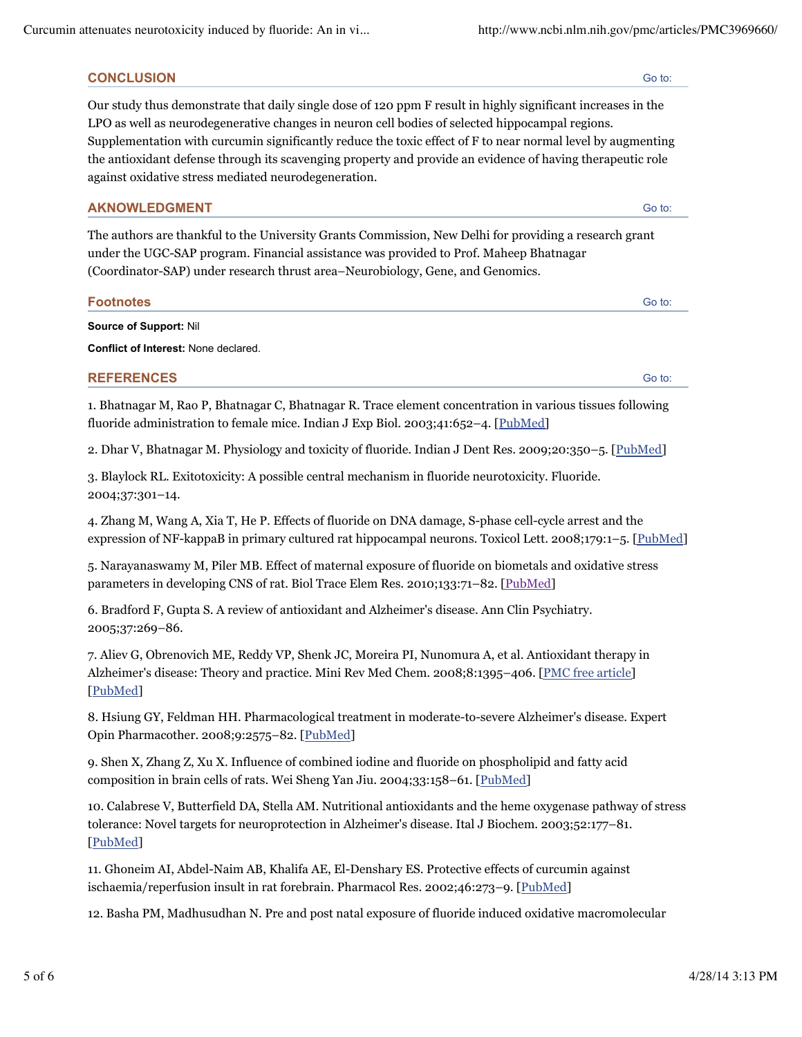## CONCLUSION

Our study thus demonstrate that daily single dose of 120 ppm F result in highly significant increases in the LPO as well as neurodegenerative changes in neuron cell bodies of selected hippocampal regions. Supplementation with curcumin significantly reduce the toxic effect of F to near normal level by augmenting the antioxidant defense through its scavenging property and provide an evidence of having therapeutic role against oxidative stress mediated neurodegeneration.

## AKNOWLEDGMENT

The authors are thankful to the University Grants Commission, New Delhi for providing a research grant under the UGC-SAP program. Financial assistance was provided to Prof. Maheep Bhatnagar (Coordinator-SAP) under research thrust area–Neurobiology, Gene, and Genomics.

## Footnotes

**Source of Support:** Nil

**Conflict of Interest:** None declared.

## REFERENCES

1. Bhatnagar M, Rao P, Bhatnagar C, Bhatnagar R. Trace element concentration in various tissues following fluoride administration to female mice. Indian J Exp Biol. 2003;41:652–4. [PubMed]

2. Dhar V, Bhatnagar M. Physiology and toxicity of fluoride. Indian J Dent Res. 2009;20:350–5. [PubMed]

3. Blaylock RL. Exitotoxicity: A possible central mechanism in fluoride neurotoxicity. Fluoride. 2004;37:301–14.

4. Zhang M, Wang A, Xia T, He P. Effects of fluoride on DNA damage, S-phase cell-cycle arrest and the expression of NF-kappaB in primary cultured rat hippocampal neurons. Toxicol Lett. 2008;179:1–5. [PubMed]

5. Narayanaswamy M, Piler MB. Effect of maternal exposure of fluoride on biometals and oxidative stress parameters in developing CNS of rat. Biol Trace Elem Res. 2010;133:71–82. [PubMed]

6. Bradford F, Gupta S. A review of antioxidant and Alzheimer's disease. Ann Clin Psychiatry. 2005;37:269–86.

7. Aliev G, Obrenovich ME, Reddy VP, Shenk JC, Moreira PI, Nunomura A, et al. Antioxidant therapy in Alzheimer's disease: Theory and practice. Mini Rev Med Chem. 2008;8:1395–406. [PMC free article] [PubMed]

8. Hsiung GY, Feldman HH. Pharmacological treatment in moderate-to-severe Alzheimer's disease. Expert Opin Pharmacother. 2008;9:2575–82. [PubMed]

9. Shen X, Zhang Z, Xu X. Influence of combined iodine and fluoride on phospholipid and fatty acid composition in brain cells of rats. Wei Sheng Yan Jiu. 2004;33:158–61. [PubMed]

10. Calabrese V, Butterfield DA, Stella AM. Nutritional antioxidants and the heme oxygenase pathway of stress tolerance: Novel targets for neuroprotection in Alzheimer's disease. Ital J Biochem. 2003;52:177–81. [PubMed]

11. Ghoneim AI, Abdel-Naim AB, Khalifa AE, El-Denshary ES. Protective effects of curcumin against ischaemia/reperfusion insult in rat forebrain. Pharmacol Res. 2002;46:273–9. [PubMed]

12. Basha PM, Madhusudhan N. Pre and post natal exposure of fluoride induced oxidative macromolecular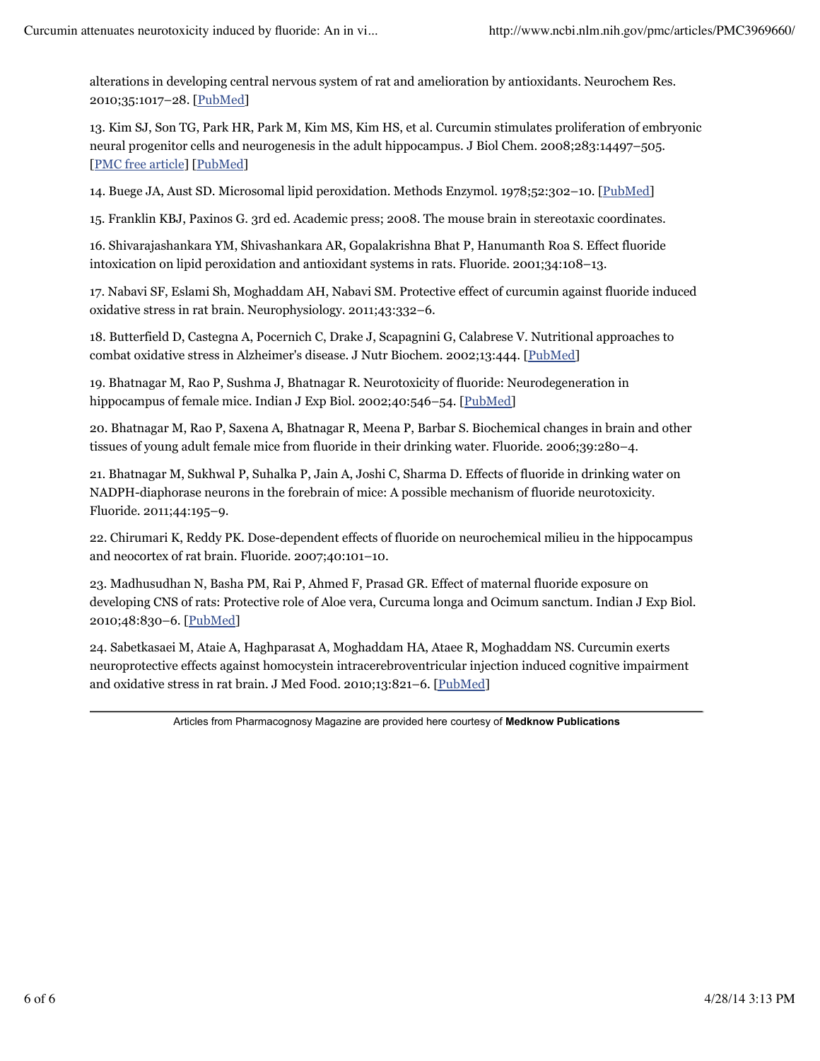alterations in developing central nervous system of rat and amelioration by antioxidants. Neurochem Res. 2010;35:1017–28. [PubMed]

13. Kim SJ, Son TG, Park HR, Park M, Kim MS, Kim HS, et al. Curcumin stimulates proliferation of embryonic neural progenitor cells and neurogenesis in the adult hippocampus. J Biol Chem. 2008;283:14497–505. [PMC free article] [PubMed]

14. Buege JA, Aust SD. Microsomal lipid peroxidation. Methods Enzymol. 1978;52:302–10. [PubMed]

15. Franklin KBJ, Paxinos G. 3rd ed. Academic press; 2008. The mouse brain in stereotaxic coordinates.

16. Shivarajashankara YM, Shivashankara AR, Gopalakrishna Bhat P, Hanumanth Roa S. Effect fluoride intoxication on lipid peroxidation and antioxidant systems in rats. Fluoride. 2001;34:108–13.

17. Nabavi SF, Eslami Sh, Moghaddam AH, Nabavi SM. Protective effect of curcumin against fluoride induced oxidative stress in rat brain. Neurophysiology. 2011;43:332–6.

18. Butterfield D, Castegna A, Pocernich C, Drake J, Scapagnini G, Calabrese V. Nutritional approaches to combat oxidative stress in Alzheimer's disease. J Nutr Biochem. 2002;13:444. [PubMed]

19. Bhatnagar M, Rao P, Sushma J, Bhatnagar R. Neurotoxicity of fluoride: Neurodegeneration in hippocampus of female mice. Indian J Exp Biol. 2002;40:546–54. [PubMed]

20. Bhatnagar M, Rao P, Saxena A, Bhatnagar R, Meena P, Barbar S. Biochemical changes in brain and other tissues of young adult female mice from fluoride in their drinking water. Fluoride. 2006;39:280–4.

21. Bhatnagar M, Sukhwal P, Suhalka P, Jain A, Joshi C, Sharma D. Effects of fluoride in drinking water on NADPH-diaphorase neurons in the forebrain of mice: A possible mechanism of fluoride neurotoxicity. Fluoride. 2011;44:195–9.

22. Chirumari K, Reddy PK. Dose-dependent effects of fluoride on neurochemical milieu in the hippocampus and neocortex of rat brain. Fluoride. 2007;40:101–10.

23. Madhusudhan N, Basha PM, Rai P, Ahmed F, Prasad GR. Effect of maternal fluoride exposure on developing CNS of rats: Protective role of Aloe vera, Curcuma longa and Ocimum sanctum. Indian J Exp Biol. 2010;48:830–6. [PubMed]

24. Sabetkasaei M, Ataie A, Haghparasat A, Moghaddam HA, Ataee R, Moghaddam NS. Curcumin exerts neuroprotective effects against homocystein intracerebroventricular injection induced cognitive impairment and oxidative stress in rat brain. J Med Food. 2010;13:821–6. [PubMed]

Articles from Pharmacognosy Magazine are provided here courtesy of **Medknow Publications**